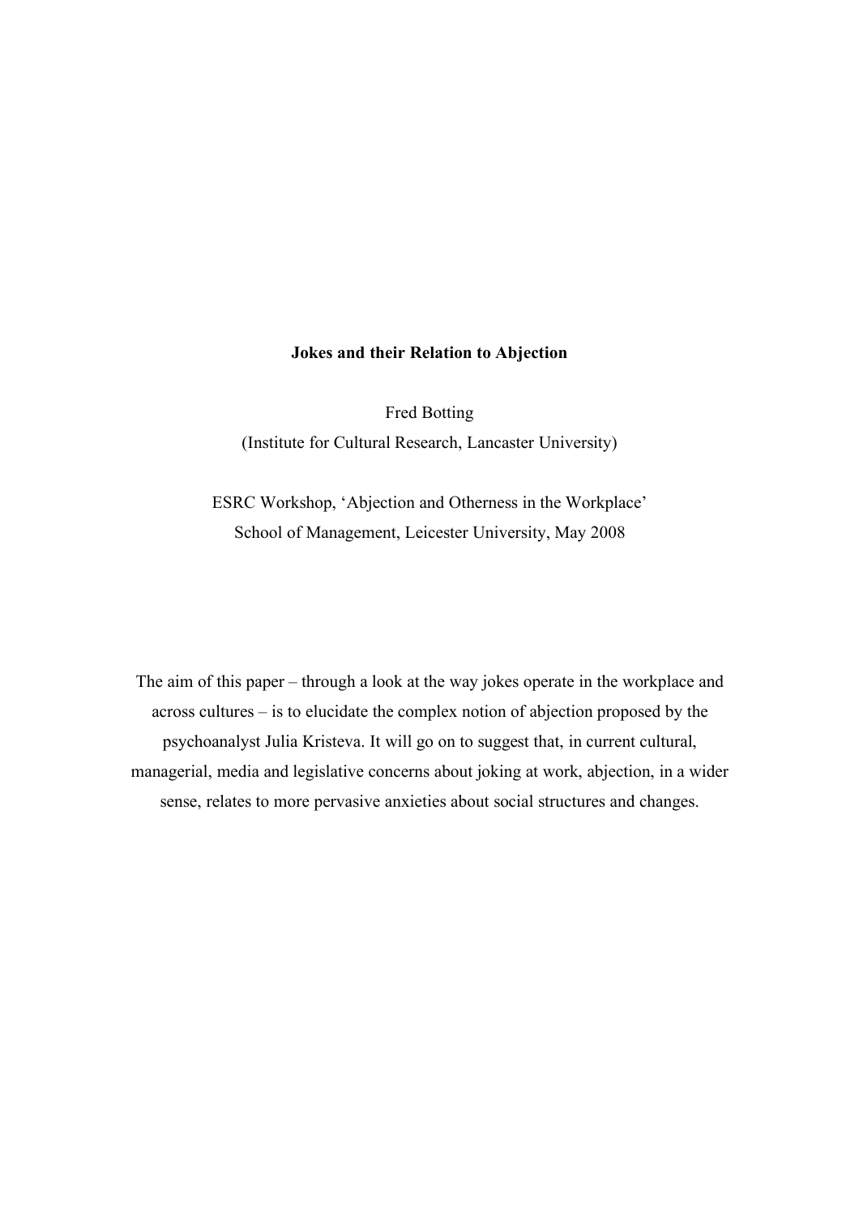# Jokes and their Relation to Abjection

Fred Botting
(Institute for Cultural Research, Lancaster University)

ESRC Workshop, 'Abjection and Otherness in the Workplace'
School of Management, Leicester University, May 2008

The aim of this paper – through a look at the way jokes operate in the workplace and across cultures – is to elucidate the complex notion of abjection proposed by the psychoanalyst Julia Kristeva. It will go on to suggest that, in current cultural, managerial, media and legislative concerns about joking at work, abjection, in a wider sense, relates to more pervasive anxieties about social structures and changes.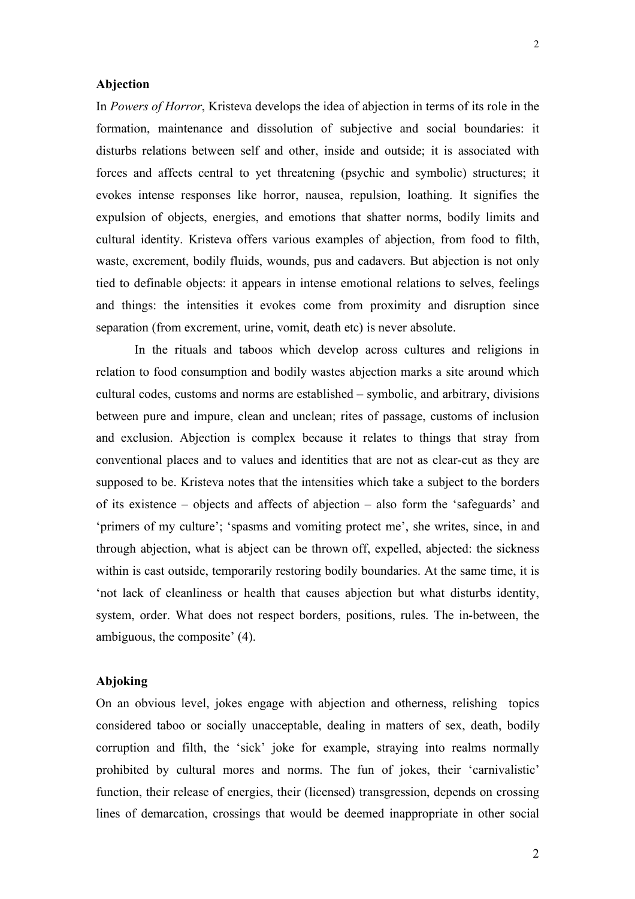### Abjection

In *Powers of Horror*, Kristeva develops the idea of abjection in terms of its role in the formation, maintenance and dissolution of subjective and social boundaries: it disturbs relations between self and other, inside and outside; it is associated with forces and affects central to yet threatening (psychic and symbolic) structures; it evokes intense responses like horror, nausea, repulsion, loathing. It signifies the expulsion of objects, energies, and emotions that shatter norms, bodily limits and cultural identity. Kristeva offers various examples of abjection, from food to filth, waste, excrement, bodily fluids, wounds, pus and cadavers. But abjection is not only tied to definable objects: it appears in intense emotional relations to selves, feelings and things: the intensities it evokes come from proximity and disruption since separation (from excrement, urine, vomit, death etc) is never absolute.

In the rituals and taboos which develop across cultures and religions in relation to food consumption and bodily wastes abjection marks a site around which cultural codes, customs and norms are established – symbolic, and arbitrary, divisions between pure and impure, clean and unclean; rites of passage, customs of inclusion and exclusion. Abjection is complex because it relates to things that stray from conventional places and to values and identities that are not as clear-cut as they are supposed to be. Kristeva notes that the intensities which take a subject to the borders of its existence – objects and affects of abjection – also form the 'safeguards' and 'primers of my culture'; 'spasms and vomiting protect me', she writes, since, in and through abjection, what is abject can be thrown off, expelled, abjected: the sickness within is cast outside, temporarily restoring bodily boundaries. At the same time, it is 'not lack of cleanliness or health that causes abjection but what disturbs identity, system, order. What does not respect borders, positions, rules. The in-between, the ambiguous, the composite' (4).

### Abjoking

On an obvious level, jokes engage with abjection and otherness, relishing topics considered taboo or socially unacceptable, dealing in matters of sex, death, bodily corruption and filth, the 'sick' joke for example, straying into realms normally prohibited by cultural mores and norms. The fun of jokes, their 'carnivalistic' function, their release of energies, their (licensed) transgression, depends on crossing lines of demarcation, crossings that would be deemed inappropriate in other social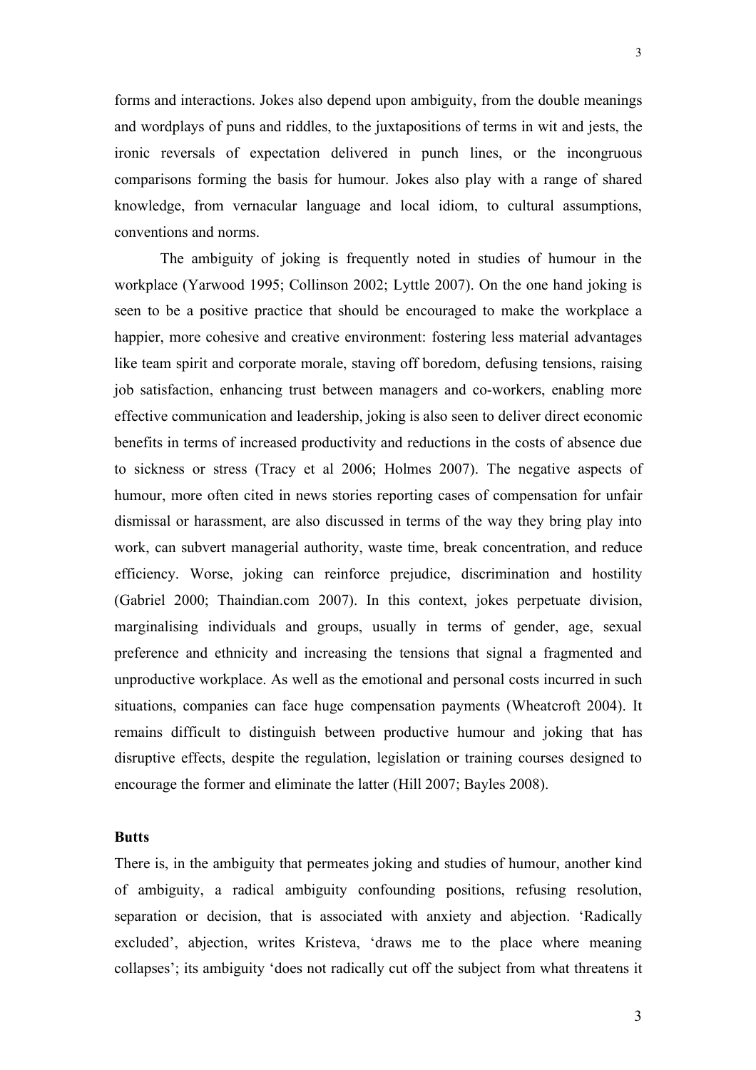forms and interactions. Jokes also depend upon ambiguity, from the double meanings and wordplays of puns and riddles, to the juxtapositions of terms in wit and jests, the ironic reversals of expectation delivered in punch lines, or the incongruous comparisons forming the basis for humour. Jokes also play with a range of shared knowledge, from vernacular language and local idiom, to cultural assumptions, conventions and norms.

The ambiguity of joking is frequently noted in studies of humour in the workplace (Yarwood 1995; Collinson 2002; Lyttle 2007). On the one hand joking is seen to be a positive practice that should be encouraged to make the workplace a happier, more cohesive and creative environment: fostering less material advantages like team spirit and corporate morale, staving off boredom, defusing tensions, raising job satisfaction, enhancing trust between managers and co-workers, enabling more effective communication and leadership, joking is also seen to deliver direct economic benefits in terms of increased productivity and reductions in the costs of absence due to sickness or stress (Tracy et al 2006; Holmes 2007). The negative aspects of humour, more often cited in news stories reporting cases of compensation for unfair dismissal or harassment, are also discussed in terms of the way they bring play into work, can subvert managerial authority, waste time, break concentration, and reduce efficiency. Worse, joking can reinforce prejudice, discrimination and hostility (Gabriel 2000; Thaindian.com 2007). In this context, jokes perpetuate division, marginalising individuals and groups, usually in terms of gender, age, sexual preference and ethnicity and increasing the tensions that signal a fragmented and unproductive workplace. As well as the emotional and personal costs incurred in such situations, companies can face huge compensation payments (Wheatcroft 2004). It remains difficult to distinguish between productive humour and joking that has disruptive effects, despite the regulation, legislation or training courses designed to encourage the former and eliminate the latter (Hill 2007; Bayles 2008).

**Butts**

There is, in the ambiguity that permeates joking and studies of humour, another kind of ambiguity, a radical ambiguity confounding positions, refusing resolution, separation or decision, that is associated with anxiety and abjection. 'Radically excluded', abjection, writes Kristeva, 'draws me to the place where meaning collapses'; its ambiguity 'does not radically cut off the subject from what threatens it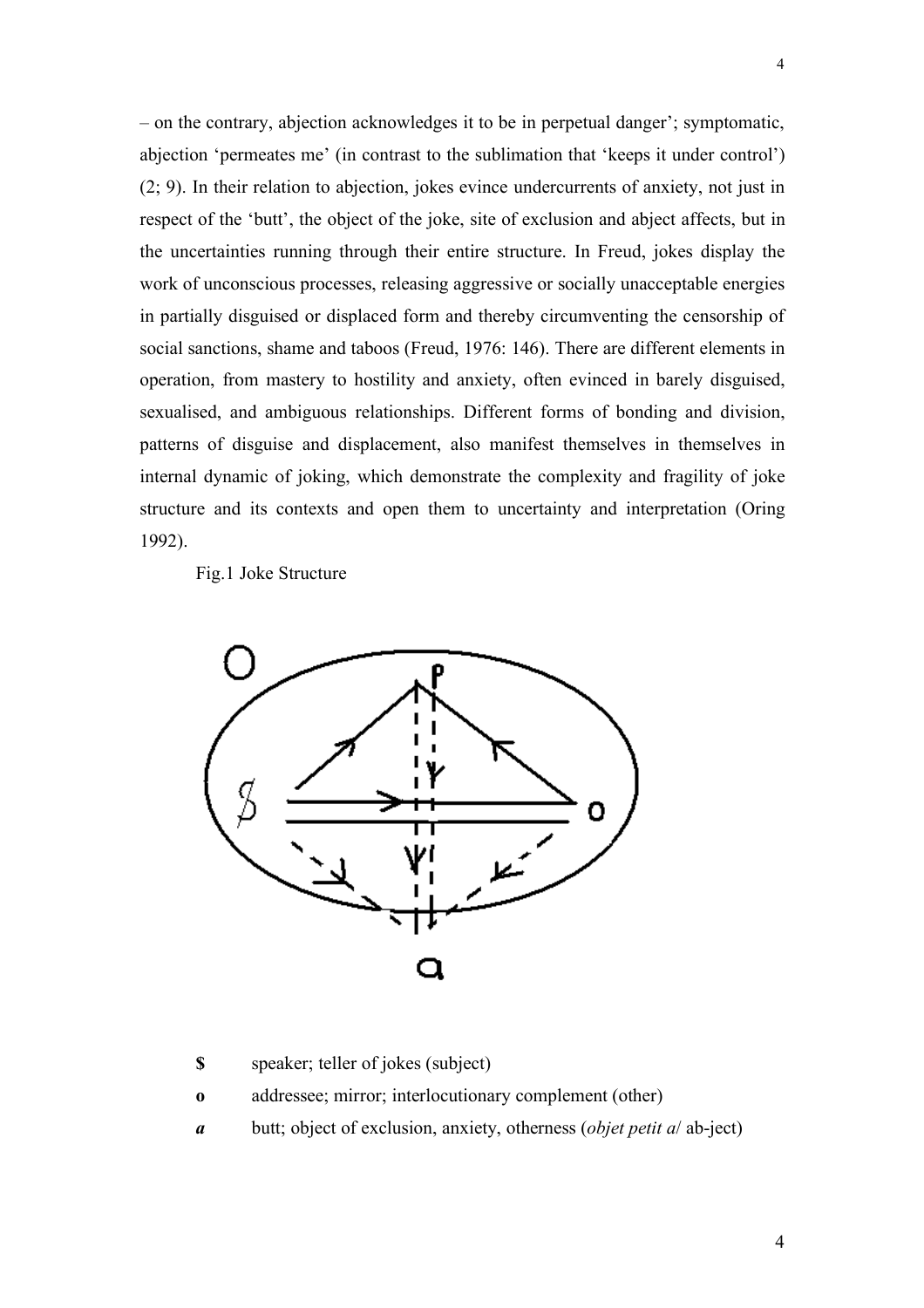– on the contrary, abjection acknowledges it to be in perpetual danger'; symptomatic, abjection 'permeates me' (in contrast to the sublimation that 'keeps it under control') (2; 9). In their relation to abjection, jokes evince undercurrents of anxiety, not just in respect of the 'butt', the object of the joke, site of exclusion and abject affects, but in the uncertainties running through their entire structure. In Freud, jokes display the work of unconscious processes, releasing aggressive or socially unacceptable energies in partially disguised or displaced form and thereby circumventing the censorship of social sanctions, shame and taboos (Freud, 1976: 146). There are different elements in operation, from mastery to hostility and anxiety, often evinced in barely disguised, sexualised, and ambiguous relationships. Different forms of bonding and division, patterns of disguise and displacement, also manifest themselves in themselves in internal dynamic of joking, which demonstrate the complexity and fragility of joke structure and its contexts and open them to uncertainty and interpretation (Oring 1992).

Fig.1 Joke Structure

**$** speaker; teller of jokes (subject)

**o** addressee; mirror; interlocutionary complement (other)

***a*** butt; object of exclusion, anxiety, otherness (*objet petit a*/ ab-ject)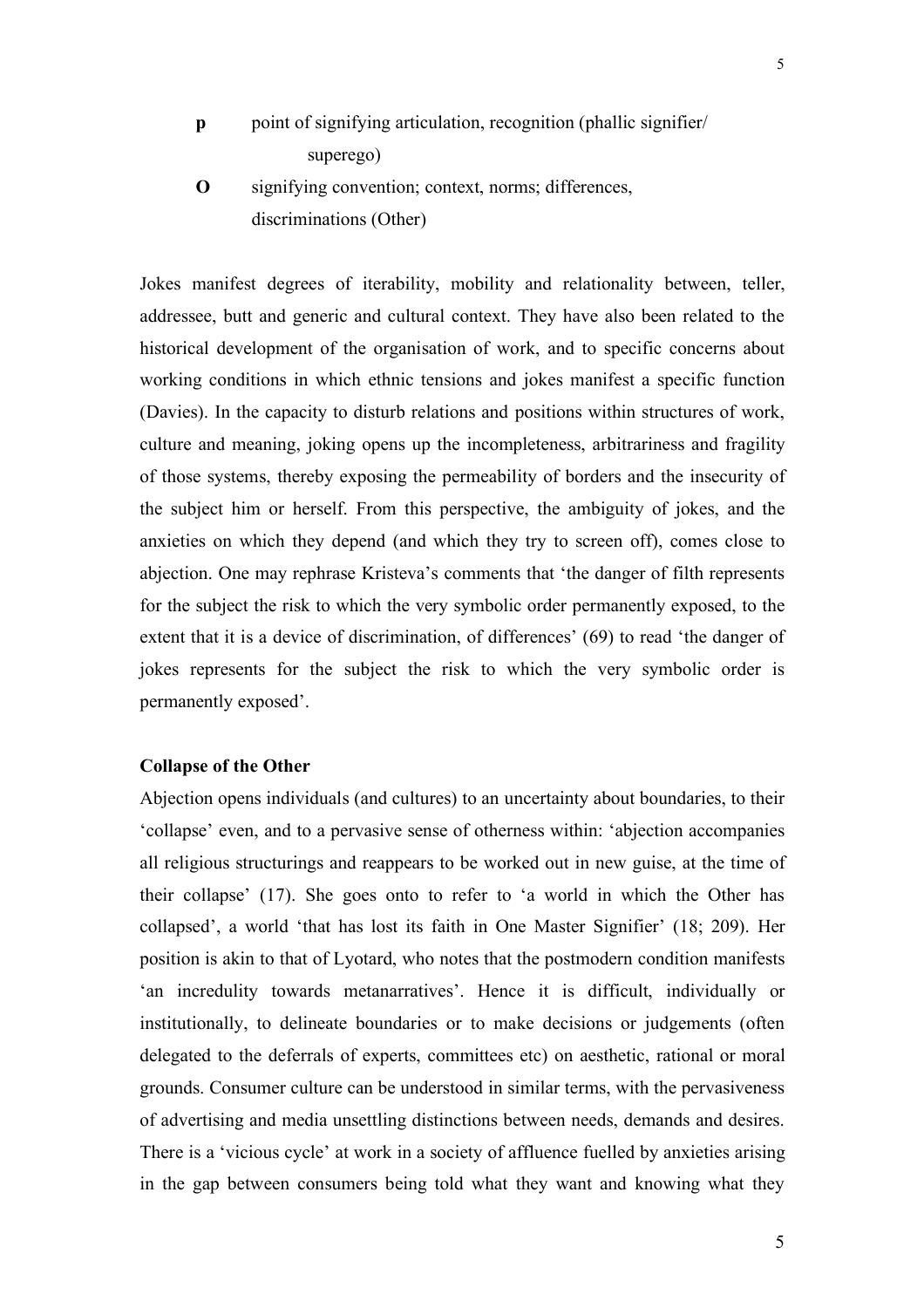**p** point of signifying articulation, recognition (phallic signifier/ superego)

**O** signifying convention; context, norms; differences, discriminations (Other)

Jokes manifest degrees of iterability, mobility and relationality between, teller, addressee, butt and generic and cultural context. They have also been related to the historical development of the organisation of work, and to specific concerns about working conditions in which ethnic tensions and jokes manifest a specific function (Davies). In the capacity to disturb relations and positions within structures of work, culture and meaning, joking opens up the incompleteness, arbitrariness and fragility of those systems, thereby exposing the permeability of borders and the insecurity of the subject him or herself. From this perspective, the ambiguity of jokes, and the anxieties on which they depend (and which they try to screen off), comes close to abjection. One may rephrase Kristeva's comments that 'the danger of filth represents for the subject the risk to which the very symbolic order permanently exposed, to the extent that it is a device of discrimination, of differences' (69) to read 'the danger of jokes represents for the subject the risk to which the very symbolic order is permanently exposed'.

**Collapse of the Other**

Abjection opens individuals (and cultures) to an uncertainty about boundaries, to their 'collapse' even, and to a pervasive sense of otherness within: 'abjection accompanies all religious structurings and reappears to be worked out in new guise, at the time of their collapse' (17). She goes onto to refer to 'a world in which the Other has collapsed', a world 'that has lost its faith in One Master Signifier' (18; 209). Her position is akin to that of Lyotard, who notes that the postmodern condition manifests 'an incredulity towards metanarratives'. Hence it is difficult, individually or institutionally, to delineate boundaries or to make decisions or judgements (often delegated to the deferrals of experts, committees etc) on aesthetic, rational or moral grounds. Consumer culture can be understood in similar terms, with the pervasiveness of advertising and media unsettling distinctions between needs, demands and desires. There is a 'vicious cycle' at work in a society of affluence fuelled by anxieties arising in the gap between consumers being told what they want and knowing what they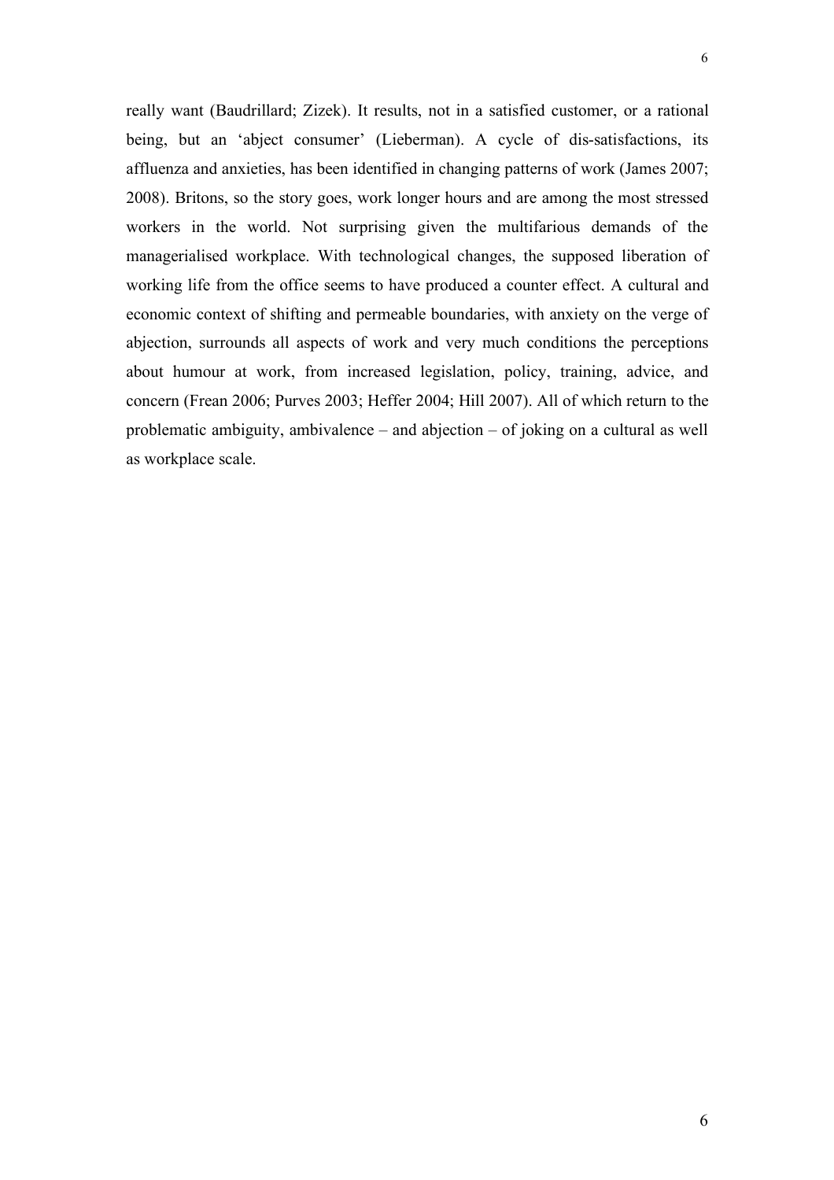really want (Baudrillard; Zizek). It results, not in a satisfied customer, or a rational being, but an 'abject consumer' (Lieberman). A cycle of dis-satisfactions, its affluenza and anxieties, has been identified in changing patterns of work (James 2007; 2008). Britons, so the story goes, work longer hours and are among the most stressed workers in the world. Not surprising given the multifarious demands of the managerialised workplace. With technological changes, the supposed liberation of working life from the office seems to have produced a counter effect. A cultural and economic context of shifting and permeable boundaries, with anxiety on the verge of abjection, surrounds all aspects of work and very much conditions the perceptions about humour at work, from increased legislation, policy, training, advice, and concern (Frean 2006; Purves 2003; Heffer 2004; Hill 2007). All of which return to the problematic ambiguity, ambivalence – and abjection – of joking on a cultural as well as workplace scale.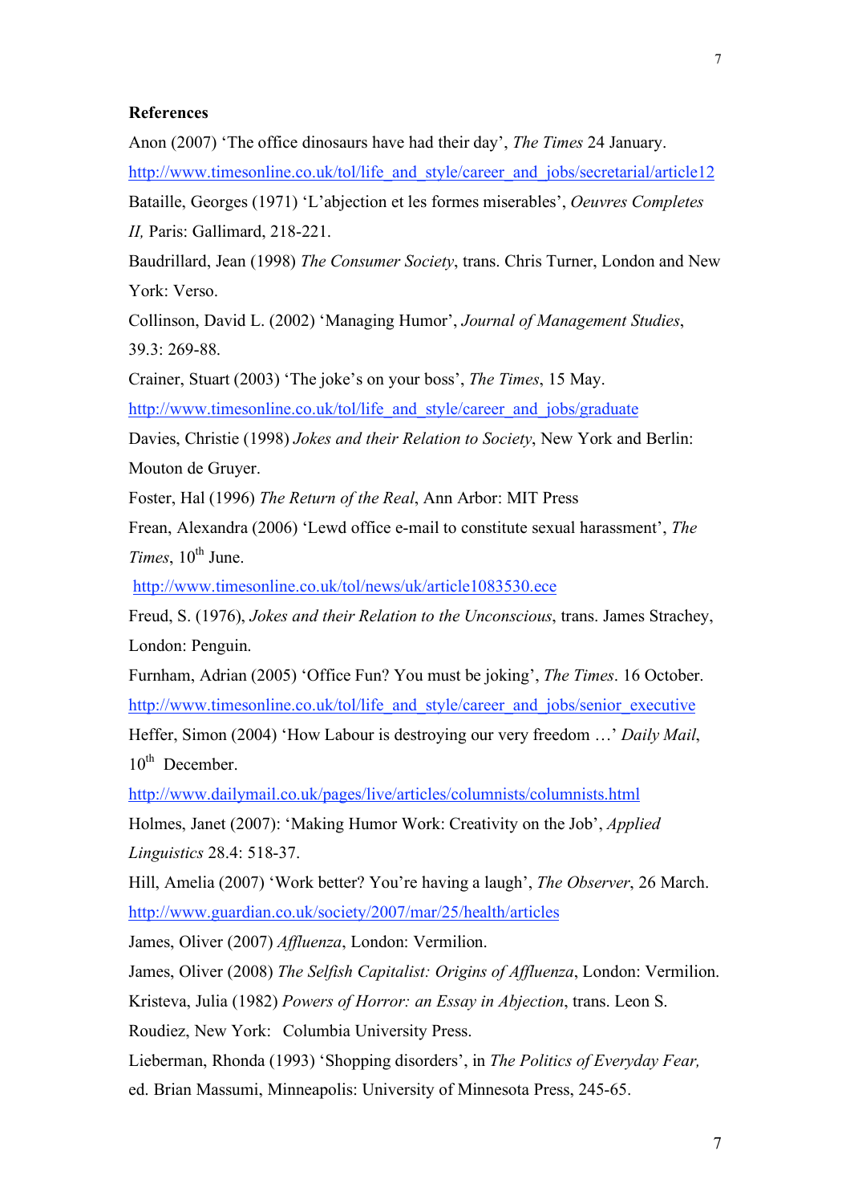**References**

Anon (2007) ‘The office dinosaurs have had their day’, *The Times* 24 January.

http://www.timesonline.co.uk/tol/life_and_style/career_and_jobs/secretarial/article12

Bataille, Georges (1971) ‘L’abjection et les formes miserables’, *Oeuvres Completes II,* Paris: Gallimard, 218-221.

Baudrillard, Jean (1998) *The Consumer Society*, trans. Chris Turner, London and New York: Verso.

Collinson, David L. (2002) ‘Managing Humor’, *Journal of Management Studies*, 39.3: 269-88.

Crainer, Stuart (2003) ‘The joke’s on your boss’, *The Times*, 15 May.

http://www.timesonline.co.uk/tol/life_and_style/career_and_jobs/graduate

Davies, Christie (1998) *Jokes and their Relation to Society*, New York and Berlin: Mouton de Gruyer.

Foster, Hal (1996) *The Return of the Real*, Ann Arbor: MIT Press

Frean, Alexandra (2006) ‘Lewd office e-mail to constitute sexual harassment’, *The Times*, 10th June.

http://www.timesonline.co.uk/tol/news/uk/article1083530.ece

Freud, S. (1976), *Jokes and their Relation to the Unconscious*, trans. James Strachey, London: Penguin.

Furnham, Adrian (2005) ‘Office Fun? You must be joking’, *The Times*. 16 October.

http://www.timesonline.co.uk/tol/life_and_style/career_and_jobs/senior_executive

Heffer, Simon (2004) ‘How Labour is destroying our very freedom …’ *Daily Mail*, 10th December.

http://www.dailymail.co.uk/pages/live/articles/columnists/columnists.html

Holmes, Janet (2007): ‘Making Humor Work: Creativity on the Job’, *Applied Linguistics* 28.4: 518-37.

Hill, Amelia (2007) ‘Work better? You’re having a laugh’, *The Observer*, 26 March.

http://www.guardian.co.uk/society/2007/mar/25/health/articles

James, Oliver (2007) *Affluenza*, London: Vermilion.

James, Oliver (2008) *The Selfish Capitalist: Origins of Affluenza*, London: Vermilion.

Kristeva, Julia (1982) *Powers of Horror: an Essay in Abjection*, trans. Leon S. Roudiez, New York: Columbia University Press.

Lieberman, Rhonda (1993) ‘Shopping disorders’, in *The Politics of Everyday Fear,* ed. Brian Massumi, Minneapolis: University of Minnesota Press, 245-65.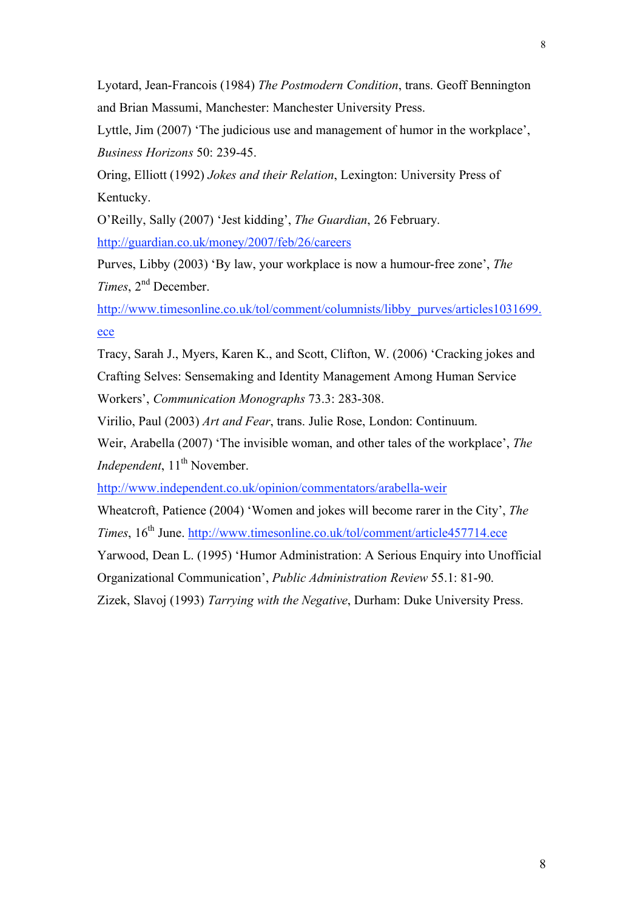Lyotard, Jean-Francois (1984) *The Postmodern Condition*, trans. Geoff Bennington and Brian Massumi, Manchester: Manchester University Press.

Lyttle, Jim (2007) 'The judicious use and management of humor in the workplace', *Business Horizons* 50: 239-45.

Oring, Elliott (1992) *Jokes and their Relation*, Lexington: University Press of Kentucky.

O'Reilly, Sally (2007) 'Jest kidding', *The Guardian*, 26 February. http://guardian.co.uk/money/2007/feb/26/careers

Purves, Libby (2003) 'By law, your workplace is now a humour-free zone', *The Times*, 2nd December. http://www.timesonline.co.uk/tol/comment/columnists/libby_purves/articles1031699.ece

Tracy, Sarah J., Myers, Karen K., and Scott, Clifton, W. (2006) 'Cracking jokes and Crafting Selves: Sensemaking and Identity Management Among Human Service Workers', *Communication Monographs* 73.3: 283-308.

Virilio, Paul (2003) *Art and Fear*, trans. Julie Rose, London: Continuum.

Weir, Arabella (2007) 'The invisible woman, and other tales of the workplace', *The Independent*, 11th November. http://www.independent.co.uk/opinion/commentators/arabella-weir

Wheatcroft, Patience (2004) 'Women and jokes will become rarer in the City', *The Times*, 16th June. http://www.timesonline.co.uk/tol/comment/article457714.ece

Yarwood, Dean L. (1995) 'Humor Administration: A Serious Enquiry into Unofficial Organizational Communication', *Public Administration Review* 55.1: 81-90.

Zizek, Slavoj (1993) *Tarrying with the Negative*, Durham: Duke University Press.